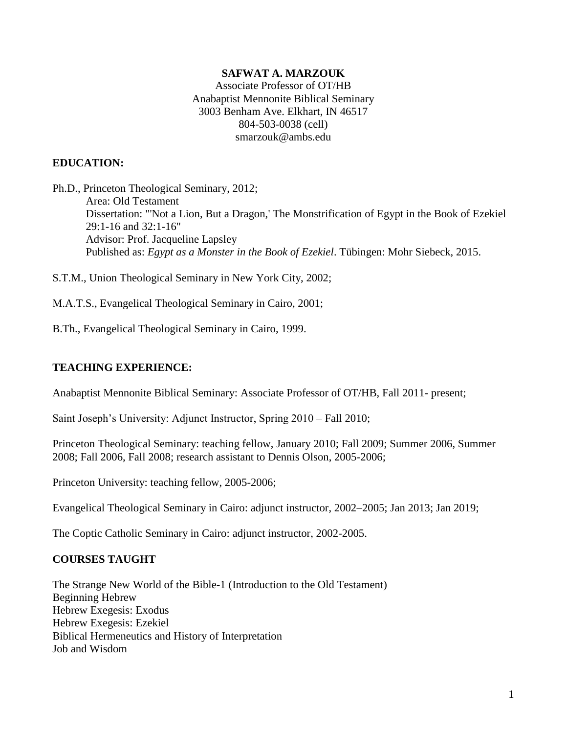**SAFWAT A. MARZOUK**
Associate Professor of OT/HB
Anabaptist Mennonite Biblical Seminary
3003 Benham Ave. Elkhart, IN 46517
804-503-0038 (cell)
smarzouk@ambs.edu

## EDUCATION:

Ph.D., Princeton Theological Seminary, 2012;
Area: Old Testament
Dissertation: "'Not a Lion, But a Dragon,' The Monstrification of Egypt in the Book of Ezekiel 29:1-16 and 32:1-16"
Advisor: Prof. Jacqueline Lapsley
Published as: *Egypt as a Monster in the Book of Ezekiel*. Tübingen: Mohr Siebeck, 2015.

S.T.M., Union Theological Seminary in New York City, 2002;

M.A.T.S., Evangelical Theological Seminary in Cairo, 2001;

B.Th., Evangelical Theological Seminary in Cairo, 1999.

## TEACHING EXPERIENCE:

Anabaptist Mennonite Biblical Seminary: Associate Professor of OT/HB, Fall 2011- present;

Saint Joseph's University: Adjunct Instructor, Spring 2010 – Fall 2010;

Princeton Theological Seminary: teaching fellow, January 2010; Fall 2009; Summer 2006, Summer 2008; Fall 2006, Fall 2008; research assistant to Dennis Olson, 2005-2006;

Princeton University: teaching fellow, 2005-2006;

Evangelical Theological Seminary in Cairo: adjunct instructor, 2002–2005; Jan 2013; Jan 2019;

The Coptic Catholic Seminary in Cairo: adjunct instructor, 2002-2005.

## COURSES TAUGHT

The Strange New World of the Bible-1 (Introduction to the Old Testament)
Beginning Hebrew
Hebrew Exegesis: Exodus
Hebrew Exegesis: Ezekiel
Biblical Hermeneutics and History of Interpretation
Job and Wisdom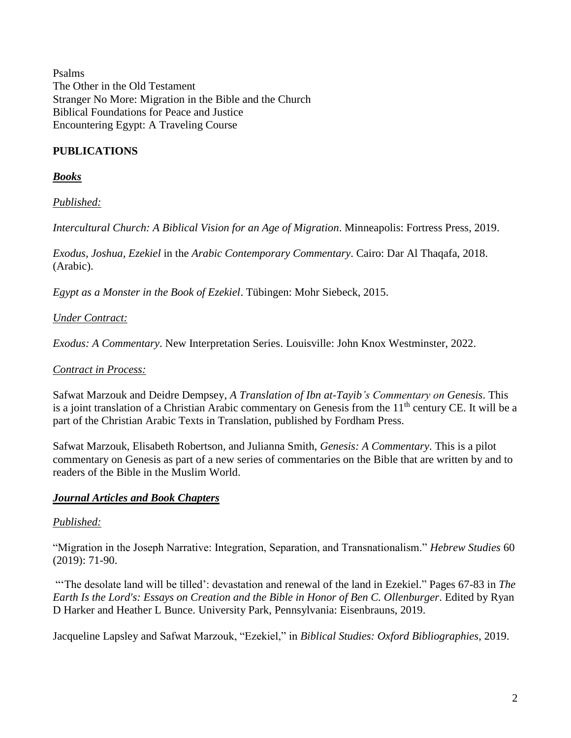Psalms
The Other in the Old Testament
Stranger No More: Migration in the Bible and the Church
Biblical Foundations for Peace and Justice
Encountering Egypt: A Traveling Course

## PUBLICATIONS

### ***Books***

*Published:*

*Intercultural Church: A Biblical Vision for an Age of Migration*. Minneapolis: Fortress Press, 2019.

*Exodus, Joshua, Ezekiel* in the *Arabic Contemporary Commentary*. Cairo: Dar Al Thaqafa, 2018. (Arabic).

*Egypt as a Monster in the Book of Ezekiel*. Tübingen: Mohr Siebeck, 2015.

*Under Contract:*

*Exodus: A Commentary*. New Interpretation Series. Louisville: John Knox Westminster, 2022.

*Contract in Process:*

Safwat Marzouk and Deidre Dempsey, *A Translation of Ibn at-Tayib's Commentary on Genesis*. This is a joint translation of a Christian Arabic commentary on Genesis from the 11th century CE. It will be a part of the Christian Arabic Texts in Translation, published by Fordham Press.

Safwat Marzouk, Elisabeth Robertson, and Julianna Smith, *Genesis: A Commentary*. This is a pilot commentary on Genesis as part of a new series of commentaries on the Bible that are written by and to readers of the Bible in the Muslim World.

### ***Journal Articles and Book Chapters***

*Published:*

"Migration in the Joseph Narrative: Integration, Separation, and Transnationalism." *Hebrew Studies* 60 (2019): 71-90.

"'The desolate land will be tilled': devastation and renewal of the land in Ezekiel." Pages 67-83 in *The Earth Is the Lord's: Essays on Creation and the Bible in Honor of Ben C. Ollenburger*. Edited by Ryan D Harker and Heather L Bunce. University Park, Pennsylvania: Eisenbrauns, 2019.

Jacqueline Lapsley and Safwat Marzouk, "Ezekiel," in *Biblical Studies: Oxford Bibliographies*, 2019.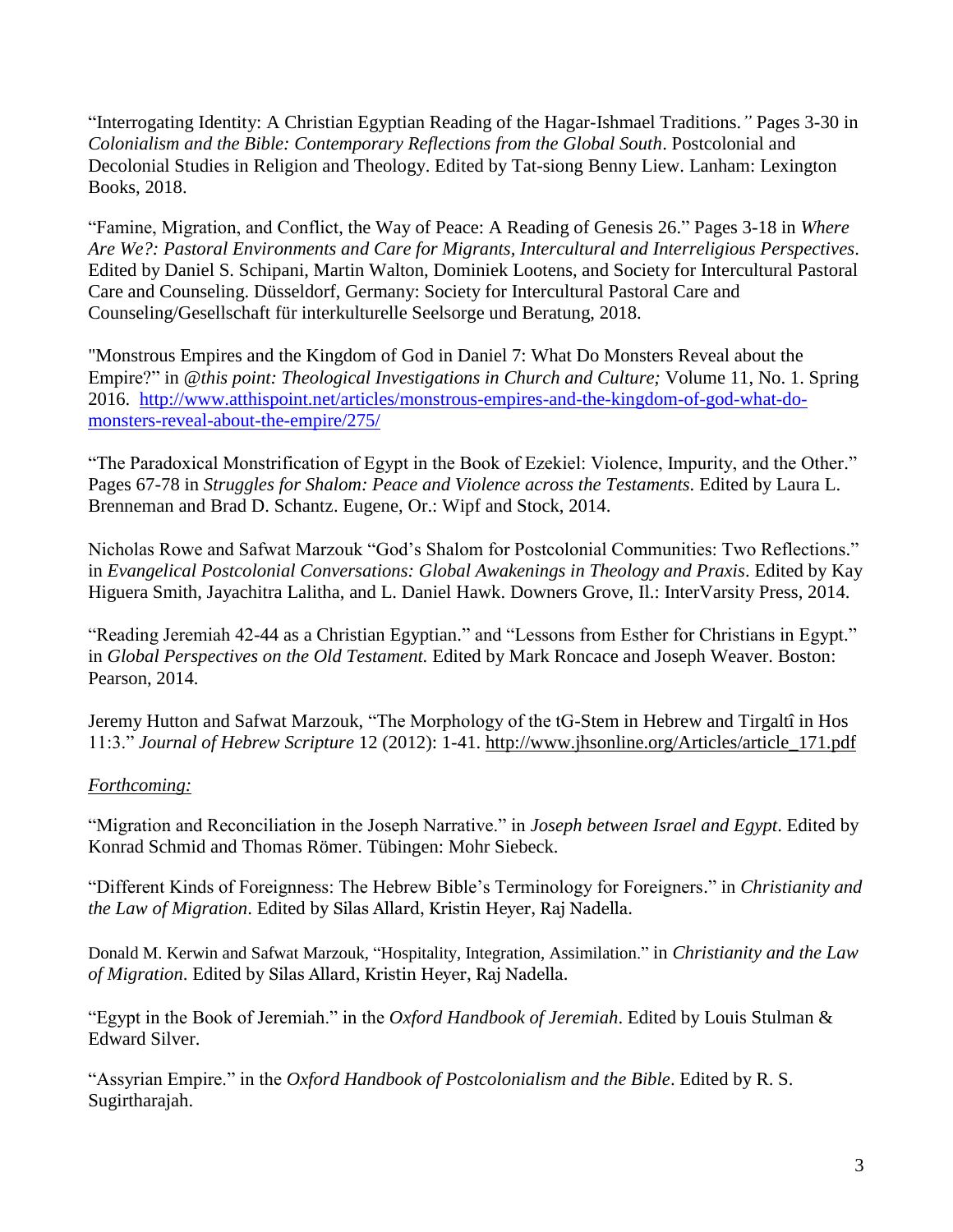"Interrogating Identity: A Christian Egyptian Reading of the Hagar-Ishmael Traditions.*"* Pages 3-30 in *Colonialism and the Bible: Contemporary Reflections from the Global South*. Postcolonial and Decolonial Studies in Religion and Theology. Edited by Tat-siong Benny Liew. Lanham: Lexington Books, 2018.

"Famine, Migration, and Conflict, the Way of Peace: A Reading of Genesis 26." Pages 3-18 in *Where Are We?: Pastoral Environments and Care for Migrants, Intercultural and Interreligious Perspectives*. Edited by Daniel S. Schipani, Martin Walton, Dominiek Lootens, and Society for Intercultural Pastoral Care and Counseling. Düsseldorf, Germany: Society for Intercultural Pastoral Care and Counseling/Gesellschaft für interkulturelle Seelsorge und Beratung, 2018.

"Monstrous Empires and the Kingdom of God in Daniel 7: What Do Monsters Reveal about the Empire?" in *@this point: Theological Investigations in Church and Culture;* Volume 11, No. 1. Spring 2016. [http://www.atthispoint.net/articles/monstrous-empires-and-the-kingdom-of-god-what-do-monsters-reveal-about-the-empire/275/](http://www.atthispoint.net/articles/monstrous-empires-and-the-kingdom-of-god-what-do-monsters-reveal-about-the-empire/275/)

"The Paradoxical Monstrification of Egypt in the Book of Ezekiel: Violence, Impurity, and the Other." Pages 67-78 in *Struggles for Shalom: Peace and Violence across the Testaments*. Edited by Laura L. Brenneman and Brad D. Schantz. Eugene, Or.: Wipf and Stock, 2014.

Nicholas Rowe and Safwat Marzouk "God's Shalom for Postcolonial Communities: Two Reflections." in *Evangelical Postcolonial Conversations: Global Awakenings in Theology and Praxis*. Edited by Kay Higuera Smith, Jayachitra Lalitha, and L. Daniel Hawk. Downers Grove, Il.: InterVarsity Press, 2014.

"Reading Jeremiah 42-44 as a Christian Egyptian." and "Lessons from Esther for Christians in Egypt." in *Global Perspectives on the Old Testament.* Edited by Mark Roncace and Joseph Weaver. Boston: Pearson, 2014.

Jeremy Hutton and Safwat Marzouk, "The Morphology of the tG-Stem in Hebrew and Tirgaltî in Hos 11:3." *Journal of Hebrew Scripture* 12 (2012): 1-41. [http://www.jhsonline.org/Articles/article_171.pdf](http://www.jhsonline.org/Articles/article_171.pdf)

*Forthcoming:*

"Migration and Reconciliation in the Joseph Narrative." in *Joseph between Israel and Egypt*. Edited by Konrad Schmid and Thomas Römer. Tübingen: Mohr Siebeck.

"Different Kinds of Foreignness: The Hebrew Bible's Terminology for Foreigners." in *Christianity and the Law of Migration*. Edited by Silas Allard, Kristin Heyer, Raj Nadella.

Donald M. Kerwin and Safwat Marzouk, "Hospitality, Integration, Assimilation." in *Christianity and the Law of Migration.* Edited by Silas Allard, Kristin Heyer, Raj Nadella.

"Egypt in the Book of Jeremiah." in the *Oxford Handbook of Jeremiah*. Edited by Louis Stulman & Edward Silver.

"Assyrian Empire." in the *Oxford Handbook of Postcolonialism and the Bible*. Edited by R. S. Sugirtharajah.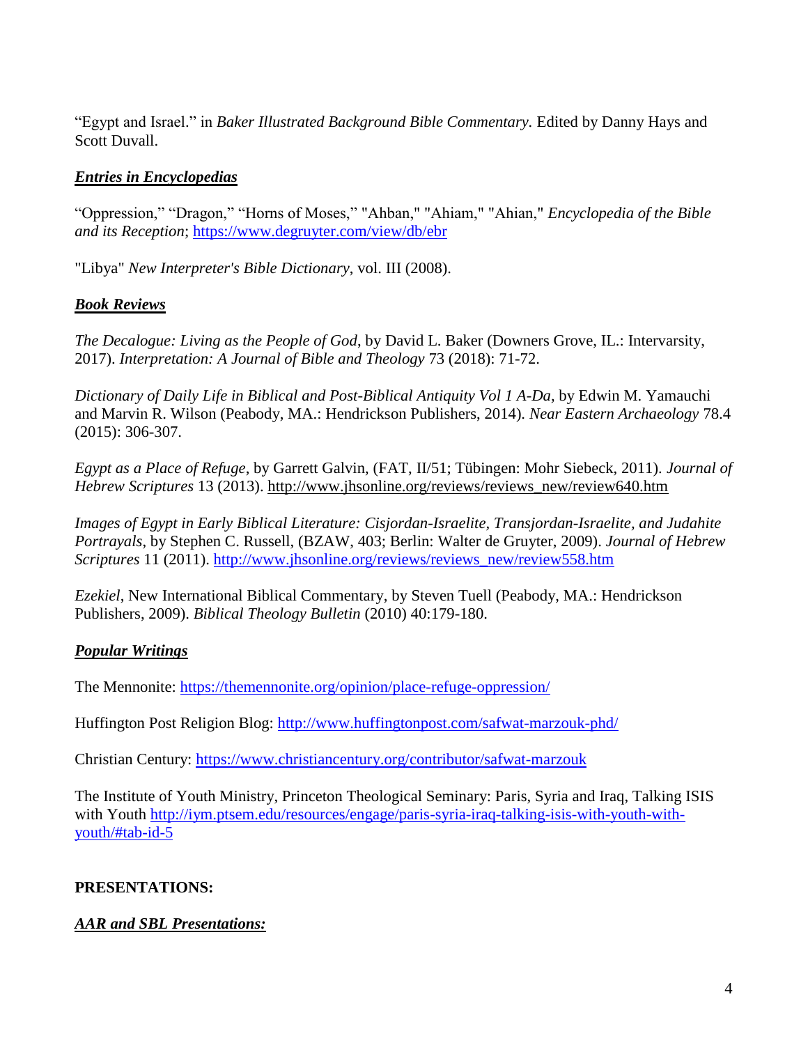"Egypt and Israel." in *Baker Illustrated Background Bible Commentary.* Edited by Danny Hays and Scott Duvall.

### ***Entries in Encyclopedias***

"Oppression," "Dragon," "Horns of Moses," "Ahban," "Ahiam," "Ahian," *Encyclopedia of the Bible and its Reception*; https://www.degruyter.com/view/db/ebr

"Libya" *New Interpreter's Bible Dictionary*, vol. III (2008).

### ***Book Reviews***

*The Decalogue: Living as the People of God*, by David L. Baker (Downers Grove, IL.: Intervarsity, 2017). *Interpretation: A Journal of Bible and Theology* 73 (2018): 71-72.

*Dictionary of Daily Life in Biblical and Post-Biblical Antiquity Vol 1 A-Da,* by Edwin M. Yamauchi and Marvin R. Wilson (Peabody, MA.: Hendrickson Publishers, 2014). *Near Eastern Archaeology* 78.4 (2015): 306-307.

*Egypt as a Place of Refuge*, by Garrett Galvin, (FAT, II/51; Tübingen: Mohr Siebeck, 2011). *Journal of Hebrew Scriptures* 13 (2013). http://www.jhsonline.org/reviews/reviews_new/review640.htm

*Images of Egypt in Early Biblical Literature: Cisjordan-Israelite, Transjordan-Israelite, and Judahite Portrayals*, by Stephen C. Russell, (BZAW, 403; Berlin: Walter de Gruyter, 2009). *Journal of Hebrew Scriptures* 11 (2011). http://www.jhsonline.org/reviews/reviews_new/review558.htm

*Ezekiel*, New International Biblical Commentary, by Steven Tuell (Peabody, MA.: Hendrickson Publishers, 2009). *Biblical Theology Bulletin* (2010) 40:179-180.

### ***Popular Writings***

The Mennonite: https://themennonite.org/opinion/place-refuge-oppression/

Huffington Post Religion Blog: http://www.huffingtonpost.com/safwat-marzouk-phd/

Christian Century: https://www.christiancentury.org/contributor/safwat-marzouk

The Institute of Youth Ministry, Princeton Theological Seminary: Paris, Syria and Iraq, Talking ISIS with Youth http://iym.ptsem.edu/resources/engage/paris-syria-iraq-talking-isis-with-youth-with-youth/#tab-id-5

## **PRESENTATIONS:**

### ***AAR and SBL Presentations:***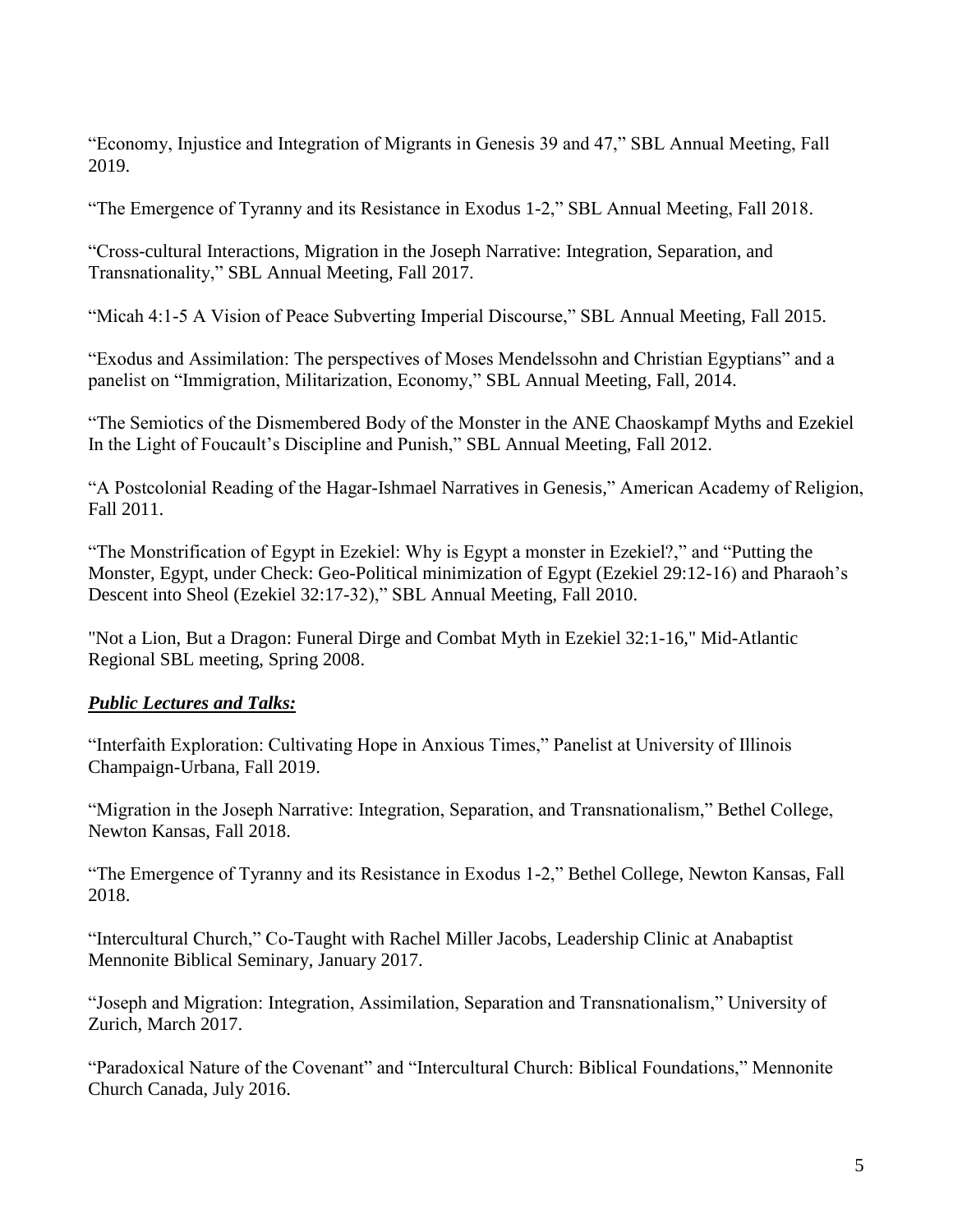"Economy, Injustice and Integration of Migrants in Genesis 39 and 47," SBL Annual Meeting, Fall 2019.

"The Emergence of Tyranny and its Resistance in Exodus 1-2," SBL Annual Meeting, Fall 2018.

"Cross-cultural Interactions, Migration in the Joseph Narrative: Integration, Separation, and Transnationality," SBL Annual Meeting, Fall 2017.

"Micah 4:1-5 A Vision of Peace Subverting Imperial Discourse," SBL Annual Meeting, Fall 2015.

"Exodus and Assimilation: The perspectives of Moses Mendelssohn and Christian Egyptians" and a panelist on "Immigration, Militarization, Economy," SBL Annual Meeting, Fall, 2014.

"The Semiotics of the Dismembered Body of the Monster in the ANE Chaoskampf Myths and Ezekiel In the Light of Foucault's Discipline and Punish," SBL Annual Meeting, Fall 2012.

"A Postcolonial Reading of the Hagar-Ishmael Narratives in Genesis," American Academy of Religion, Fall 2011.

"The Monstrification of Egypt in Ezekiel: Why is Egypt a monster in Ezekiel?," and "Putting the Monster, Egypt, under Check: Geo-Political minimization of Egypt (Ezekiel 29:12-16) and Pharaoh's Descent into Sheol (Ezekiel 32:17-32)," SBL Annual Meeting, Fall 2010.

"Not a Lion, But a Dragon: Funeral Dirge and Combat Myth in Ezekiel 32:1-16," Mid-Atlantic Regional SBL meeting, Spring 2008.

***Public Lectures and Talks:***

"Interfaith Exploration: Cultivating Hope in Anxious Times," Panelist at University of Illinois Champaign-Urbana, Fall 2019.

"Migration in the Joseph Narrative: Integration, Separation, and Transnationalism," Bethel College, Newton Kansas, Fall 2018.

"The Emergence of Tyranny and its Resistance in Exodus 1-2," Bethel College, Newton Kansas, Fall 2018.

"Intercultural Church," Co-Taught with Rachel Miller Jacobs, Leadership Clinic at Anabaptist Mennonite Biblical Seminary, January 2017.

"Joseph and Migration: Integration, Assimilation, Separation and Transnationalism," University of Zurich, March 2017.

"Paradoxical Nature of the Covenant" and "Intercultural Church: Biblical Foundations," Mennonite Church Canada, July 2016.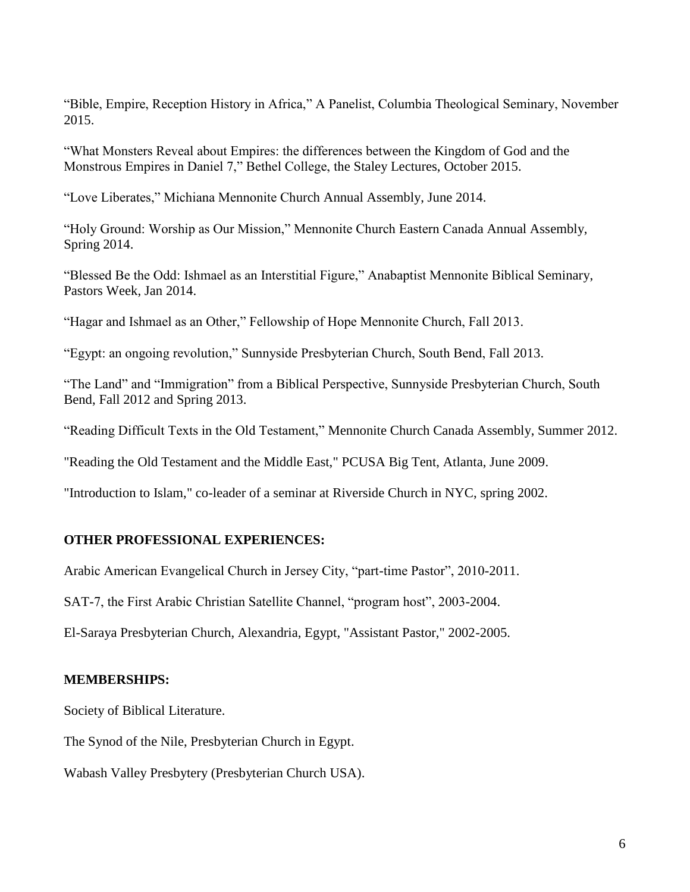"Bible, Empire, Reception History in Africa," A Panelist, Columbia Theological Seminary, November 2015.

"What Monsters Reveal about Empires: the differences between the Kingdom of God and the Monstrous Empires in Daniel 7," Bethel College, the Staley Lectures, October 2015.

"Love Liberates," Michiana Mennonite Church Annual Assembly, June 2014.

"Holy Ground: Worship as Our Mission," Mennonite Church Eastern Canada Annual Assembly, Spring 2014.

"Blessed Be the Odd: Ishmael as an Interstitial Figure," Anabaptist Mennonite Biblical Seminary, Pastors Week, Jan 2014.

"Hagar and Ishmael as an Other," Fellowship of Hope Mennonite Church, Fall 2013.

"Egypt: an ongoing revolution," Sunnyside Presbyterian Church, South Bend, Fall 2013.

"The Land" and "Immigration" from a Biblical Perspective, Sunnyside Presbyterian Church, South Bend, Fall 2012 and Spring 2013.

"Reading Difficult Texts in the Old Testament," Mennonite Church Canada Assembly, Summer 2012.

"Reading the Old Testament and the Middle East," PCUSA Big Tent, Atlanta, June 2009.

"Introduction to Islam," co-leader of a seminar at Riverside Church in NYC, spring 2002.

## OTHER PROFESSIONAL EXPERIENCES:

Arabic American Evangelical Church in Jersey City, "part-time Pastor", 2010-2011.

SAT-7, the First Arabic Christian Satellite Channel, "program host", 2003-2004.

El-Saraya Presbyterian Church, Alexandria, Egypt, "Assistant Pastor," 2002-2005.

## MEMBERSHIPS:

Society of Biblical Literature.

The Synod of the Nile, Presbyterian Church in Egypt.

Wabash Valley Presbytery (Presbyterian Church USA).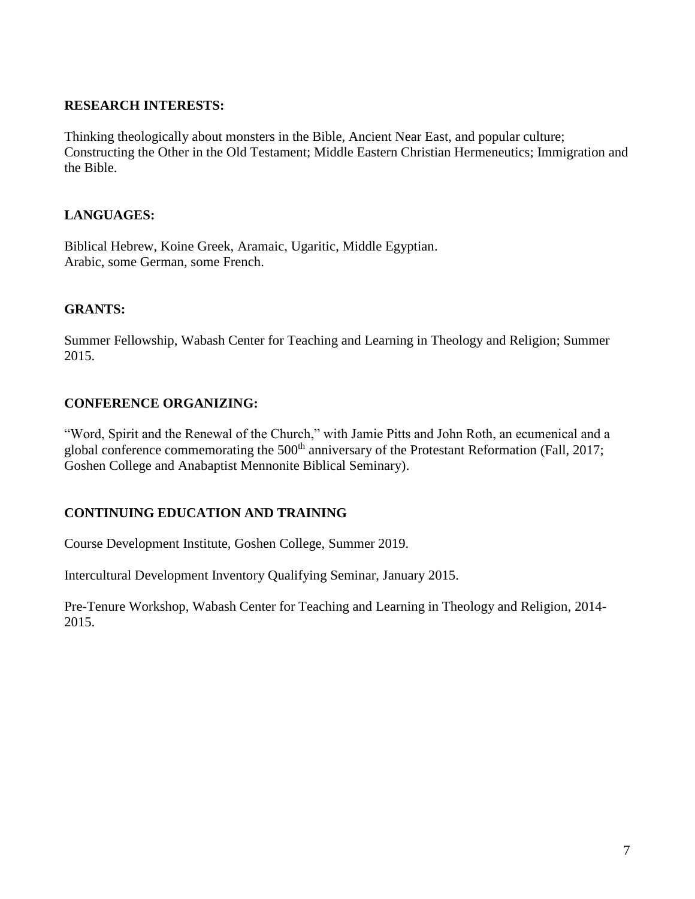## RESEARCH INTERESTS:

Thinking theologically about monsters in the Bible, Ancient Near East, and popular culture; Constructing the Other in the Old Testament; Middle Eastern Christian Hermeneutics; Immigration and the Bible.

## LANGUAGES:

Biblical Hebrew, Koine Greek, Aramaic, Ugaritic, Middle Egyptian.
Arabic, some German, some French.

## GRANTS:

Summer Fellowship, Wabash Center for Teaching and Learning in Theology and Religion; Summer 2015.

## CONFERENCE ORGANIZING:

"Word, Spirit and the Renewal of the Church," with Jamie Pitts and John Roth, an ecumenical and a global conference commemorating the 500th anniversary of the Protestant Reformation (Fall, 2017; Goshen College and Anabaptist Mennonite Biblical Seminary).

## CONTINUING EDUCATION AND TRAINING

Course Development Institute, Goshen College, Summer 2019.

Intercultural Development Inventory Qualifying Seminar, January 2015.

Pre-Tenure Workshop, Wabash Center for Teaching and Learning in Theology and Religion, 2014-2015.